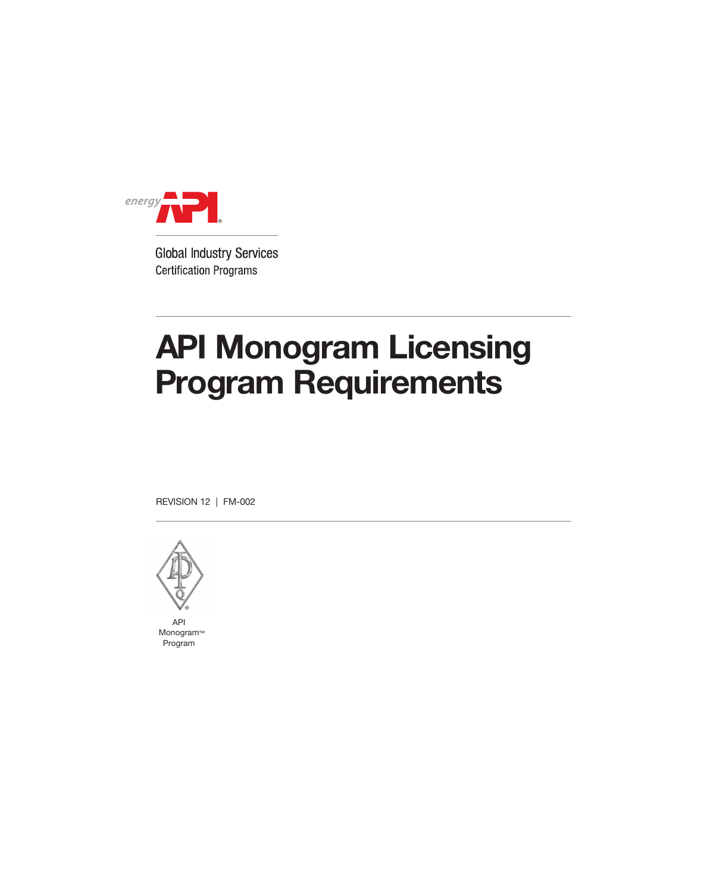energy API

Global Industry Services
Certification Programs

# API Monogram Licensing Program Requirements

REVISION 12 | FM-002

API
Monogram™
Program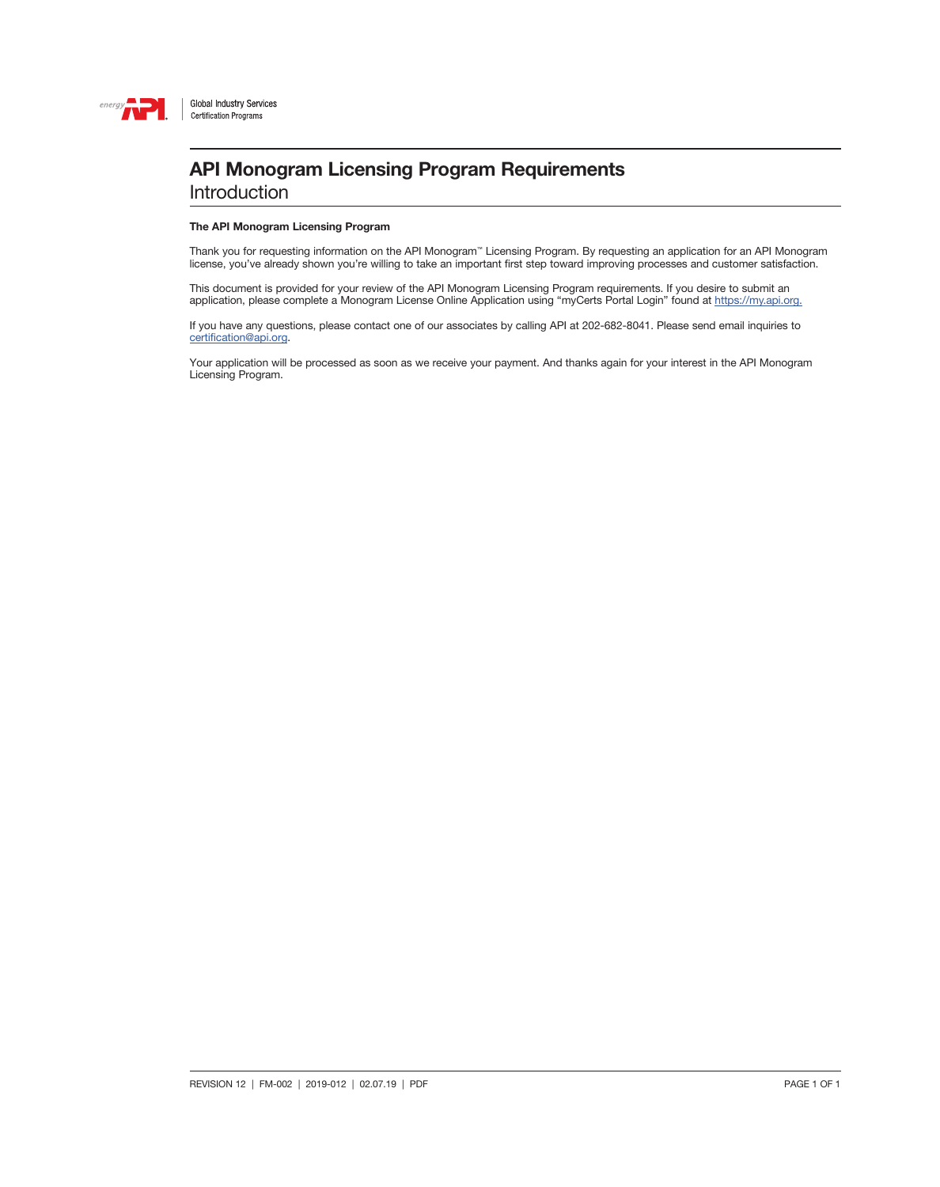# API Monogram Licensing Program Requirements

## Introduction

**The API Monogram Licensing Program**

Thank you for requesting information on the API Monogram™ Licensing Program. By requesting an application for an API Monogram license, you've already shown you're willing to take an important first step toward improving processes and customer satisfaction.

This document is provided for your review of the API Monogram Licensing Program requirements. If you desire to submit an application, please complete a Monogram License Online Application using "myCerts Portal Login" found at https://my.api.org.

If you have any questions, please contact one of our associates by calling API at 202-682-8041. Please send email inquiries to certification@api.org.

Your application will be processed as soon as we receive your payment. And thanks again for your interest in the API Monogram Licensing Program.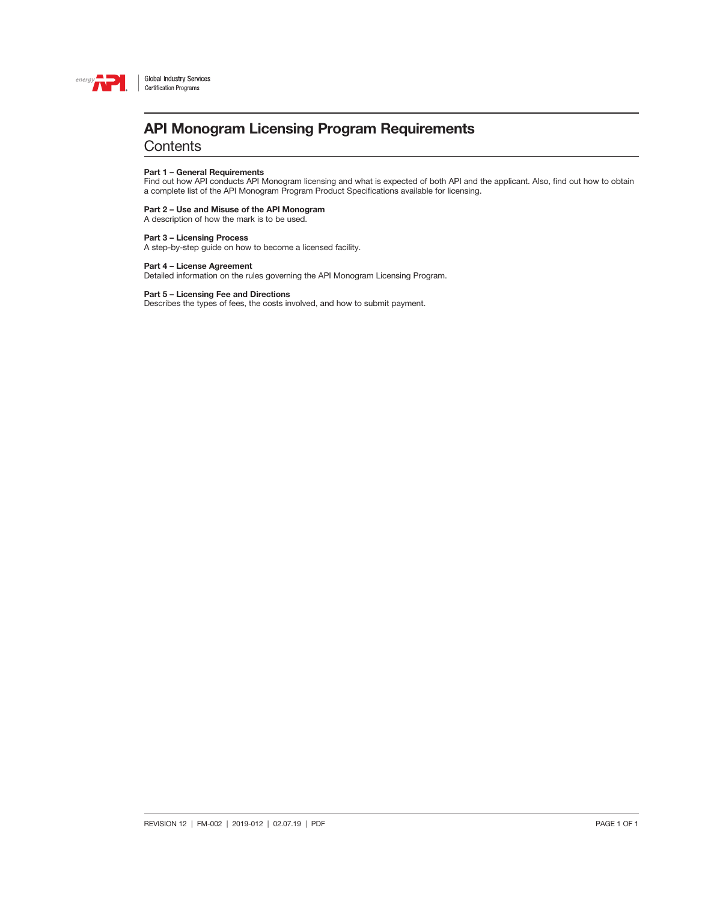# API Monogram Licensing Program Requirements

## Contents

**Part 1 – General Requirements**
Find out how API conducts API Monogram licensing and what is expected of both API and the applicant. Also, find out how to obtain a complete list of the API Monogram Program Product Specifications available for licensing.

**Part 2 – Use and Misuse of the API Monogram**
A description of how the mark is to be used.

**Part 3 – Licensing Process**
A step-by-step guide on how to become a licensed facility.

**Part 4 – License Agreement**
Detailed information on the rules governing the API Monogram Licensing Program.

**Part 5 – Licensing Fee and Directions**
Describes the types of fees, the costs involved, and how to submit payment.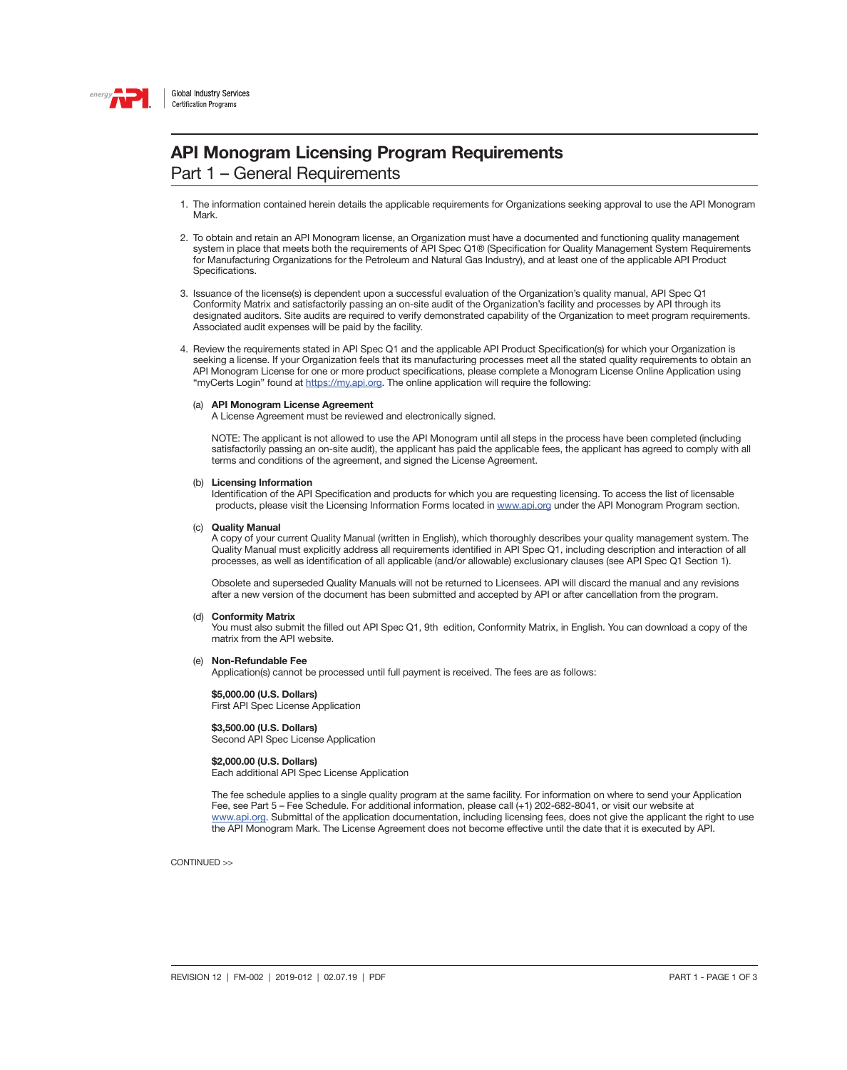# API Monogram Licensing Program Requirements

## Part 1 – General Requirements

1. The information contained herein details the applicable requirements for Organizations seeking approval to use the API Monogram Mark.

2. To obtain and retain an API Monogram license, an Organization must have a documented and functioning quality management system in place that meets both the requirements of API Spec Q1® (Specification for Quality Management System Requirements for Manufacturing Organizations for the Petroleum and Natural Gas Industry), and at least one of the applicable API Product Specifications.

3. Issuance of the license(s) is dependent upon a successful evaluation of the Organization's quality manual, API Spec Q1 Conformity Matrix and satisfactorily passing an on-site audit of the Organization's facility and processes by API through its designated auditors. Site audits are required to verify demonstrated capability of the Organization to meet program requirements. Associated audit expenses will be paid by the facility.

4. Review the requirements stated in API Spec Q1 and the applicable API Product Specification(s) for which your Organization is seeking a license. If your Organization feels that its manufacturing processes meet all the stated quality requirements to obtain an API Monogram License for one or more product specifications, please complete a Monogram License Online Application using "myCerts Login" found at https://my.api.org. The online application will require the following:

   (a) **API Monogram License Agreement**
   A License Agreement must be reviewed and electronically signed.

   NOTE: The applicant is not allowed to use the API Monogram until all steps in the process have been completed (including satisfactorily passing an on-site audit), the applicant has paid the applicable fees, the applicant has agreed to comply with all terms and conditions of the agreement, and signed the License Agreement.

   (b) **Licensing Information**
   Identification of the API Specification and products for which you are requesting licensing. To access the list of licensable products, please visit the Licensing Information Forms located in www.api.org under the API Monogram Program section.

   (c) **Quality Manual**
   A copy of your current Quality Manual (written in English), which thoroughly describes your quality management system. The Quality Manual must explicitly address all requirements identified in API Spec Q1, including description and interaction of all processes, as well as identification of all applicable (and/or allowable) exclusionary clauses (see API Spec Q1 Section 1).

   Obsolete and superseded Quality Manuals will not be returned to Licensees. API will discard the manual and any revisions after a new version of the document has been submitted and accepted by API or after cancellation from the program.

   (d) **Conformity Matrix**
   You must also submit the filled out API Spec Q1, 9th edition, Conformity Matrix, in English. You can download a copy of the matrix from the API website.

   (e) **Non-Refundable Fee**
   Application(s) cannot be processed until full payment is received. The fees are as follows:

   **$5,000.00 (U.S. Dollars)**
   First API Spec License Application

   **$3,500.00 (U.S. Dollars)**
   Second API Spec License Application

   **$2,000.00 (U.S. Dollars)**
   Each additional API Spec License Application

   The fee schedule applies to a single quality program at the same facility. For information on where to send your Application Fee, see Part 5 – Fee Schedule. For additional information, please call (+1) 202-682-8041, or visit our website at www.api.org. Submittal of the application documentation, including licensing fees, does not give the applicant the right to use the API Monogram Mark. The License Agreement does not become effective until the date that it is executed by API.

CONTINUED >>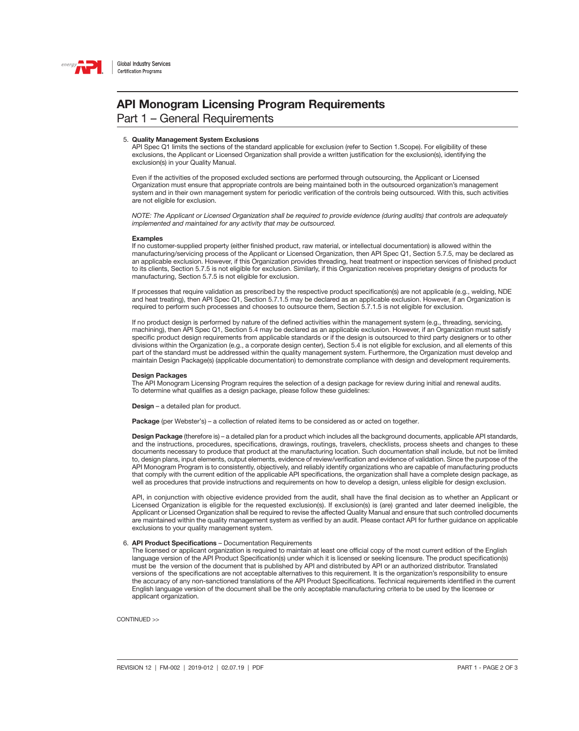# API Monogram Licensing Program Requirements

## Part 1 – General Requirements

5. **Quality Management System Exclusions**
   API Spec Q1 limits the sections of the standard applicable for exclusion (refer to Section 1.Scope). For eligibility of these exclusions, the Applicant or Licensed Organization shall provide a written justification for the exclusion(s), identifying the exclusion(s) in your Quality Manual.

   Even if the activities of the proposed excluded sections are performed through outsourcing, the Applicant or Licensed Organization must ensure that appropriate controls are being maintained both in the outsourced organization's management system and in their own management system for periodic verification of the controls being outsourced. With this, such activities are not eligible for exclusion.

   *NOTE: The Applicant or Licensed Organization shall be required to provide evidence (during audits) that controls are adequately implemented and maintained for any activity that may be outsourced.*

   **Examples**
   If no customer-supplied property (either finished product, raw material, or intellectual documentation) is allowed within the manufacturing/servicing process of the Applicant or Licensed Organization, then API Spec Q1, Section 5.7.5, may be declared as an applicable exclusion. However, if this Organization provides threading, heat treatment or inspection services of finished product to its clients, Section 5.7.5 is not eligible for exclusion. Similarly, if this Organization receives proprietary designs of products for manufacturing, Section 5.7.5 is not eligible for exclusion.

   If processes that require validation as prescribed by the respective product specification(s) are not applicable (e.g., welding, NDE and heat treating), then API Spec Q1, Section 5.7.1.5 may be declared as an applicable exclusion. However, if an Organization is required to perform such processes and chooses to outsource them, Section 5.7.1.5 is not eligible for exclusion.

   If no product design is performed by nature of the defined activities within the management system (e.g., threading, servicing, machining), then API Spec Q1, Section 5.4 may be declared as an applicable exclusion. However, if an Organization must satisfy specific product design requirements from applicable standards or if the design is outsourced to third party designers or to other divisions within the Organization (e.g., a corporate design center), Section 5.4 is not eligible for exclusion, and all elements of this part of the standard must be addressed within the quality management system. Furthermore, the Organization must develop and maintain Design Package(s) (applicable documentation) to demonstrate compliance with design and development requirements.

   **Design Packages**
   The API Monogram Licensing Program requires the selection of a design package for review during initial and renewal audits. To determine what qualifies as a design package, please follow these guidelines:

   **Design** – a detailed plan for product.

   **Package** (per Webster's) – a collection of related items to be considered as or acted on together.

   **Design Package** (therefore is) – a detailed plan for a product which includes all the background documents, applicable API standards, and the instructions, procedures, specifications, drawings, routings, travelers, checklists, process sheets and changes to these documents necessary to produce that product at the manufacturing location. Such documentation shall include, but not be limited to, design plans, input elements, output elements, evidence of review/verification and evidence of validation. Since the purpose of the API Monogram Program is to consistently, objectively, and reliably identify organizations who are capable of manufacturing products that comply with the current edition of the applicable API specifications, the organization shall have a complete design package, as well as procedures that provide instructions and requirements on how to develop a design, unless eligible for design exclusion.

   API, in conjunction with objective evidence provided from the audit, shall have the final decision as to whether an Applicant or Licensed Organization is eligible for the requested exclusion(s). If exclusion(s) is (are) granted and later deemed ineligible, the Applicant or Licensed Organization shall be required to revise the affected Quality Manual and ensure that such controlled documents are maintained within the quality management system as verified by an audit. Please contact API for further guidance on applicable exclusions to your quality management system.

6. **API Product Specifications** – Documentation Requirements
   The licensed or applicant organization is required to maintain at least one official copy of the most current edition of the English language version of the API Product Specification(s) under which it is licensed or seeking licensure. The product specification(s) must be the version of the document that is published by API and distributed by API or an authorized distributor. Translated versions of the specifications are not acceptable alternatives to this requirement. It is the organization's responsibility to ensure the accuracy of any non-sanctioned translations of the API Product Specifications. Technical requirements identified in the current English language version of the document shall be the only acceptable manufacturing criteria to be used by the licensee or applicant organization.

CONTINUED >>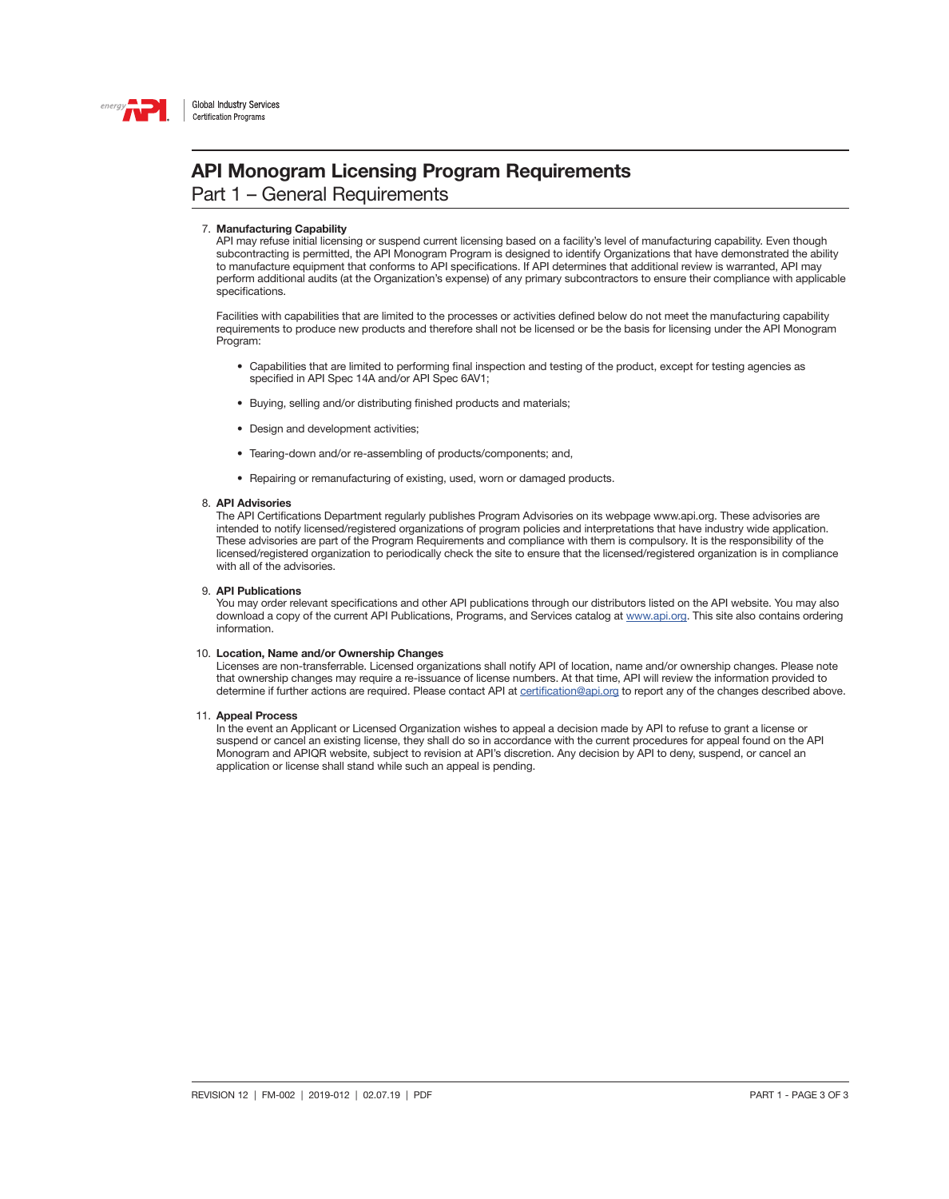7. **Manufacturing Capability**
   API may refuse initial licensing or suspend current licensing based on a facility's level of manufacturing capability. Even though subcontracting is permitted, the API Monogram Program is designed to identify Organizations that have demonstrated the ability to manufacture equipment that conforms to API specifications. If API determines that additional review is warranted, API may perform additional audits (at the Organization's expense) of any primary subcontractors to ensure their compliance with applicable specifications.

   Facilities with capabilities that are limited to the processes or activities defined below do not meet the manufacturing capability requirements to produce new products and therefore shall not be licensed or be the basis for licensing under the API Monogram Program:

   - Capabilities that are limited to performing final inspection and testing of the product, except for testing agencies as specified in API Spec 14A and/or API Spec 6AV1;
   - Buying, selling and/or distributing finished products and materials;
   - Design and development activities;
   - Tearing-down and/or re-assembling of products/components; and,
   - Repairing or remanufacturing of existing, used, worn or damaged products.

8. **API Advisories**
   The API Certifications Department regularly publishes Program Advisories on its webpage www.api.org. These advisories are intended to notify licensed/registered organizations of program policies and interpretations that have industry wide application. These advisories are part of the Program Requirements and compliance with them is compulsory. It is the responsibility of the licensed/registered organization to periodically check the site to ensure that the licensed/registered organization is in compliance with all of the advisories.

9. **API Publications**
   You may order relevant specifications and other API publications through our distributors listed on the API website. You may also download a copy of the current API Publications, Programs, and Services catalog at www.api.org. This site also contains ordering information.

10. **Location, Name and/or Ownership Changes**
    Licenses are non-transferrable. Licensed organizations shall notify API of location, name and/or ownership changes. Please note that ownership changes may require a re-issuance of license numbers. At that time, API will review the information provided to determine if further actions are required. Please contact API at certification@api.org to report any of the changes described above.

11. **Appeal Process**
    In the event an Applicant or Licensed Organization wishes to appeal a decision made by API to refuse to grant a license or suspend or cancel an existing license, they shall do so in accordance with the current procedures for appeal found on the API Monogram and APIQR website, subject to revision at API's discretion. Any decision by API to deny, suspend, or cancel an application or license shall stand while such an appeal is pending.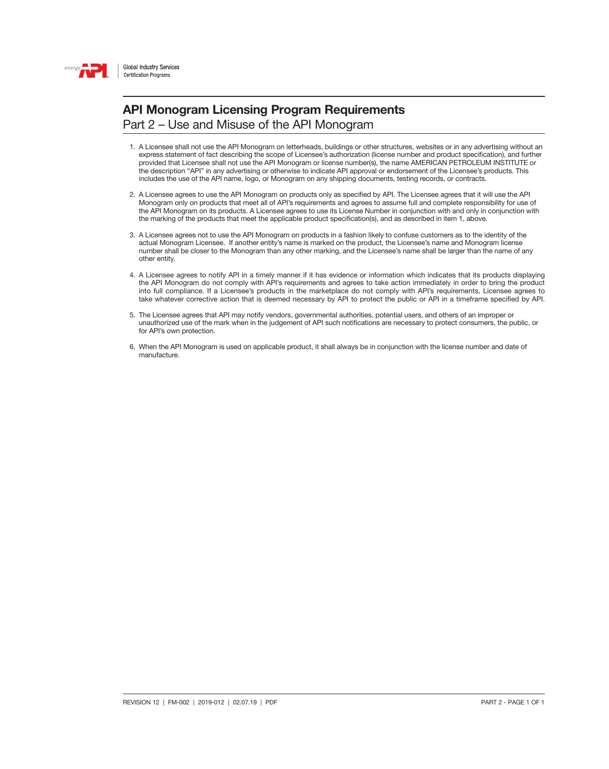# API Monogram Licensing Program Requirements

## Part 2 – Use and Misuse of the API Monogram

1. A Licensee shall not use the API Monogram on letterheads, buildings or other structures, websites or in any advertising without an express statement of fact describing the scope of Licensee's authorization (license number and product specification), and further provided that Licensee shall not use the API Monogram or license number(s), the name AMERICAN PETROLEUM INSTITUTE or the description "API" in any advertising or otherwise to indicate API approval or endorsement of the Licensee's products. This includes the use of the API name, logo, or Monogram on any shipping documents, testing records, or contracts.

2. A Licensee agrees to use the API Monogram on products only as specified by API. The Licensee agrees that it will use the API Monogram only on products that meet all of API's requirements and agrees to assume full and complete responsibility for use of the API Monogram on its products. A Licensee agrees to use its License Number in conjunction with and only in conjunction with the marking of the products that meet the applicable product specification(s), and as described in item 1, above.

3. A Licensee agrees not to use the API Monogram on products in a fashion likely to confuse customers as to the identity of the actual Monogram Licensee. If another entity's name is marked on the product, the Licensee's name and Monogram license number shall be closer to the Monogram than any other marking, and the Licensee's name shall be larger than the name of any other entity.

4. A Licensee agrees to notify API in a timely manner if it has evidence or information which indicates that its products displaying the API Monogram do not comply with API's requirements and agrees to take action immediately in order to bring the product into full compliance. If a Licensee's products in the marketplace do not comply with API's requirements, Licensee agrees to take whatever corrective action that is deemed necessary by API to protect the public or API in a timeframe specified by API.

5. The Licensee agrees that API may notify vendors, governmental authorities, potential users, and others of an improper or unauthorized use of the mark when in the judgement of API such notifications are necessary to protect consumers, the public, or for API's own protection.

6. When the API Monogram is used on applicable product, it shall always be in conjunction with the license number and date of manufacture.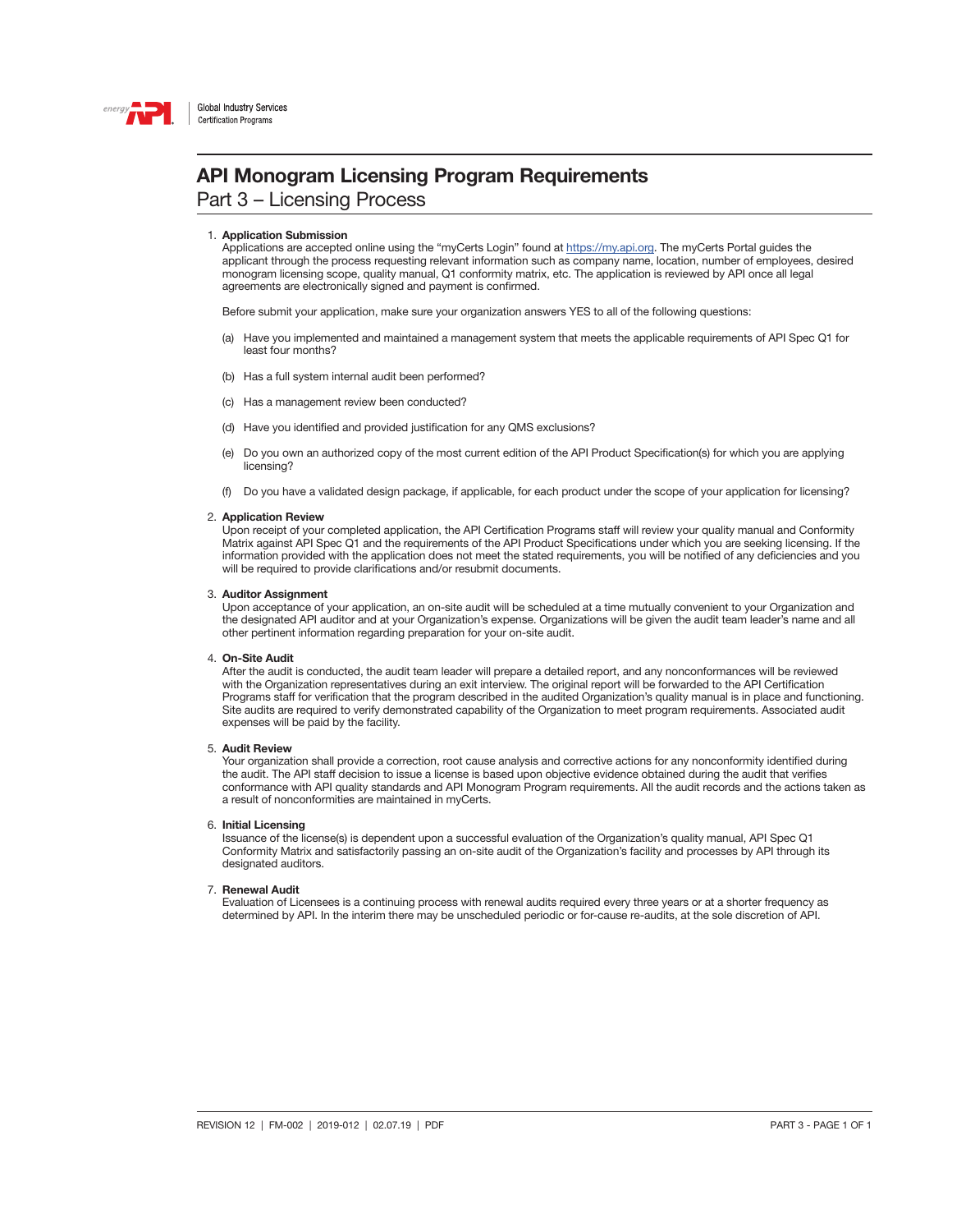# API Monogram Licensing Program Requirements

## Part 3 – Licensing Process

1. **Application Submission**
   Applications are accepted online using the "myCerts Login" found at https://my.api.org. The myCerts Portal guides the applicant through the process requesting relevant information such as company name, location, number of employees, desired monogram licensing scope, quality manual, Q1 conformity matrix, etc. The application is reviewed by API once all legal agreements are electronically signed and payment is confirmed.

   Before submit your application, make sure your organization answers YES to all of the following questions:

   (a) Have you implemented and maintained a management system that meets the applicable requirements of API Spec Q1 for least four months?

   (b) Has a full system internal audit been performed?

   (c) Has a management review been conducted?

   (d) Have you identified and provided justification for any QMS exclusions?

   (e) Do you own an authorized copy of the most current edition of the API Product Specification(s) for which you are applying licensing?

   (f) Do you have a validated design package, if applicable, for each product under the scope of your application for licensing?

2. **Application Review**
   Upon receipt of your completed application, the API Certification Programs staff will review your quality manual and Conformity Matrix against API Spec Q1 and the requirements of the API Product Specifications under which you are seeking licensing. If the information provided with the application does not meet the stated requirements, you will be notified of any deficiencies and you will be required to provide clarifications and/or resubmit documents.

3. **Auditor Assignment**
   Upon acceptance of your application, an on-site audit will be scheduled at a time mutually convenient to your Organization and the designated API auditor and at your Organization's expense. Organizations will be given the audit team leader's name and all other pertinent information regarding preparation for your on-site audit.

4. **On-Site Audit**
   After the audit is conducted, the audit team leader will prepare a detailed report, and any nonconformances will be reviewed with the Organization representatives during an exit interview. The original report will be forwarded to the API Certification Programs staff for verification that the program described in the audited Organization's quality manual is in place and functioning. Site audits are required to verify demonstrated capability of the Organization to meet program requirements. Associated audit expenses will be paid by the facility.

5. **Audit Review**
   Your organization shall provide a correction, root cause analysis and corrective actions for any nonconformity identified during the audit. The API staff decision to issue a license is based upon objective evidence obtained during the audit that verifies conformance with API quality standards and API Monogram Program requirements. All the audit records and the actions taken as a result of nonconformities are maintained in myCerts.

6. **Initial Licensing**
   Issuance of the license(s) is dependent upon a successful evaluation of the Organization's quality manual, API Spec Q1 Conformity Matrix and satisfactorily passing an on-site audit of the Organization's facility and processes by API through its designated auditors.

7. **Renewal Audit**
   Evaluation of Licensees is a continuing process with renewal audits required every three years or at a shorter frequency as determined by API. In the interim there may be unscheduled periodic or for-cause re-audits, at the sole discretion of API.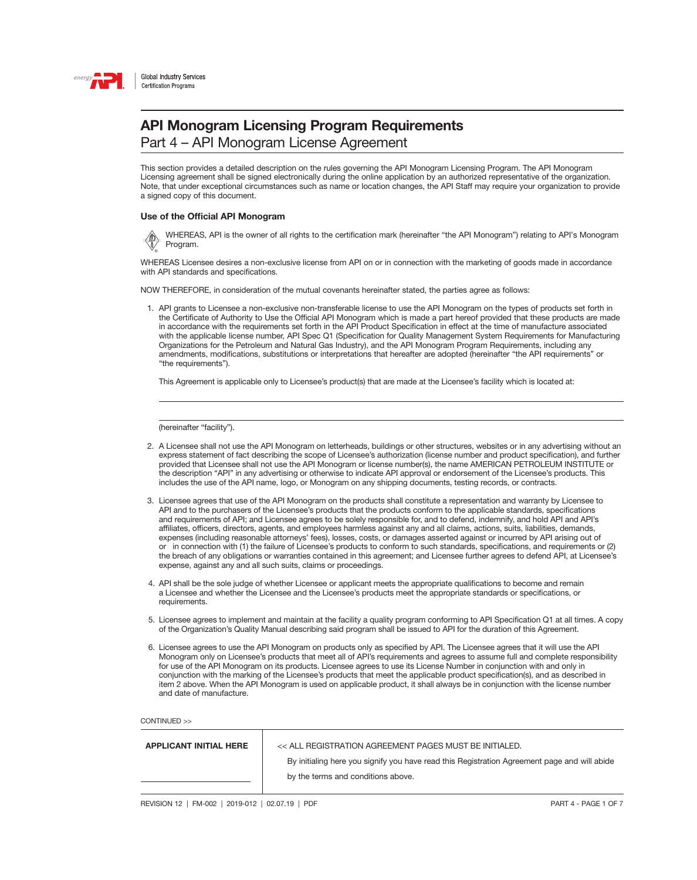Global Industry Services
Certification Programs

# API Monogram Licensing Program Requirements

## Part 4 – API Monogram License Agreement

This section provides a detailed description on the rules governing the API Monogram Licensing Program. The API Monogram Licensing agreement shall be signed electronically during the online application by an authorized representative of the organization. Note, that under exceptional circumstances such as name or location changes, the API Staff may require your organization to provide a signed copy of this document.

### Use of the Official API Monogram

WHEREAS, API is the owner of all rights to the certification mark (hereinafter "the API Monogram") relating to API's Monogram Program.

WHEREAS Licensee desires a non-exclusive license from API on or in connection with the marketing of goods made in accordance with API standards and specifications.

NOW THEREFORE, in consideration of the mutual covenants hereinafter stated, the parties agree as follows:

1. API grants to Licensee a non-exclusive non-transferable license to use the API Monogram on the types of products set forth in the Certificate of Authority to Use the Official API Monogram which is made a part hereof provided that these products are made in accordance with the requirements set forth in the API Product Specification in effect at the time of manufacture associated with the applicable license number, API Spec Q1 (Specification for Quality Management System Requirements for Manufacturing Organizations for the Petroleum and Natural Gas Industry), and the API Monogram Program Requirements, including any amendments, modifications, substitutions or interpretations that hereafter are adopted (hereinafter "the API requirements" or "the requirements").

   This Agreement is applicable only to Licensee's product(s) that are made at the Licensee's facility which is located at:

   ______________________________________________

   ______________________________________________

   (hereinafter "facility").

2. A Licensee shall not use the API Monogram on letterheads, buildings or other structures, websites or in any advertising without an express statement of fact describing the scope of Licensee's authorization (license number and product specification), and further provided that Licensee shall not use the API Monogram or license number(s), the name AMERICAN PETROLEUM INSTITUTE or the description "API" in any advertising or otherwise to indicate API approval or endorsement of the Licensee's products. This includes the use of the API name, logo, or Monogram on any shipping documents, testing records, or contracts.

3. Licensee agrees that use of the API Monogram on the products shall constitute a representation and warranty by Licensee to API and to the purchasers of the Licensee's products that the products conform to the applicable standards, specifications and requirements of API; and Licensee agrees to be solely responsible for, and to defend, indemnify, and hold API and API's affiliates, officers, directors, agents, and employees harmless against any and all claims, actions, suits, liabilities, demands, expenses (including reasonable attorneys' fees), losses, costs, or damages asserted against or incurred by API arising out of or in connection with (1) the failure of Licensee's products to conform to such standards, specifications, and requirements or (2) the breach of any obligations or warranties contained in this agreement; and Licensee further agrees to defend API, at Licensee's expense, against any and all such suits, claims or proceedings.

4. API shall be the sole judge of whether Licensee or applicant meets the appropriate qualifications to become and remain a Licensee and whether the Licensee and the Licensee's products meet the appropriate standards or specifications, or requirements.

5. Licensee agrees to implement and maintain at the facility a quality program conforming to API Specification Q1 at all times. A copy of the Organization's Quality Manual describing said program shall be issued to API for the duration of this Agreement.

6. Licensee agrees to use the API Monogram on products only as specified by API. The Licensee agrees that it will use the API Monogram only on Licensee's products that meet all of API's requirements and agrees to assume full and complete responsibility for use of the API Monogram on its products. Licensee agrees to use its License Number in conjunction with and only in conjunction with the marking of the Licensee's products that meet the applicable product specification(s), and as described in item 2 above. When the API Monogram is used on applicable product, it shall always be in conjunction with the license number and date of manufacture.

CONTINUED >>

| APPLICANT INITIAL HERE | << ALL REGISTRATION AGREEMENT PAGES MUST BE INITIALED. By initialing here you signify you have read this Registration Agreement page and will abide by the terms and conditions above. |
|---|---|
| ______________ | |

REVISION 12 | FM-002 | 2019-012 | 02.07.19 | PDF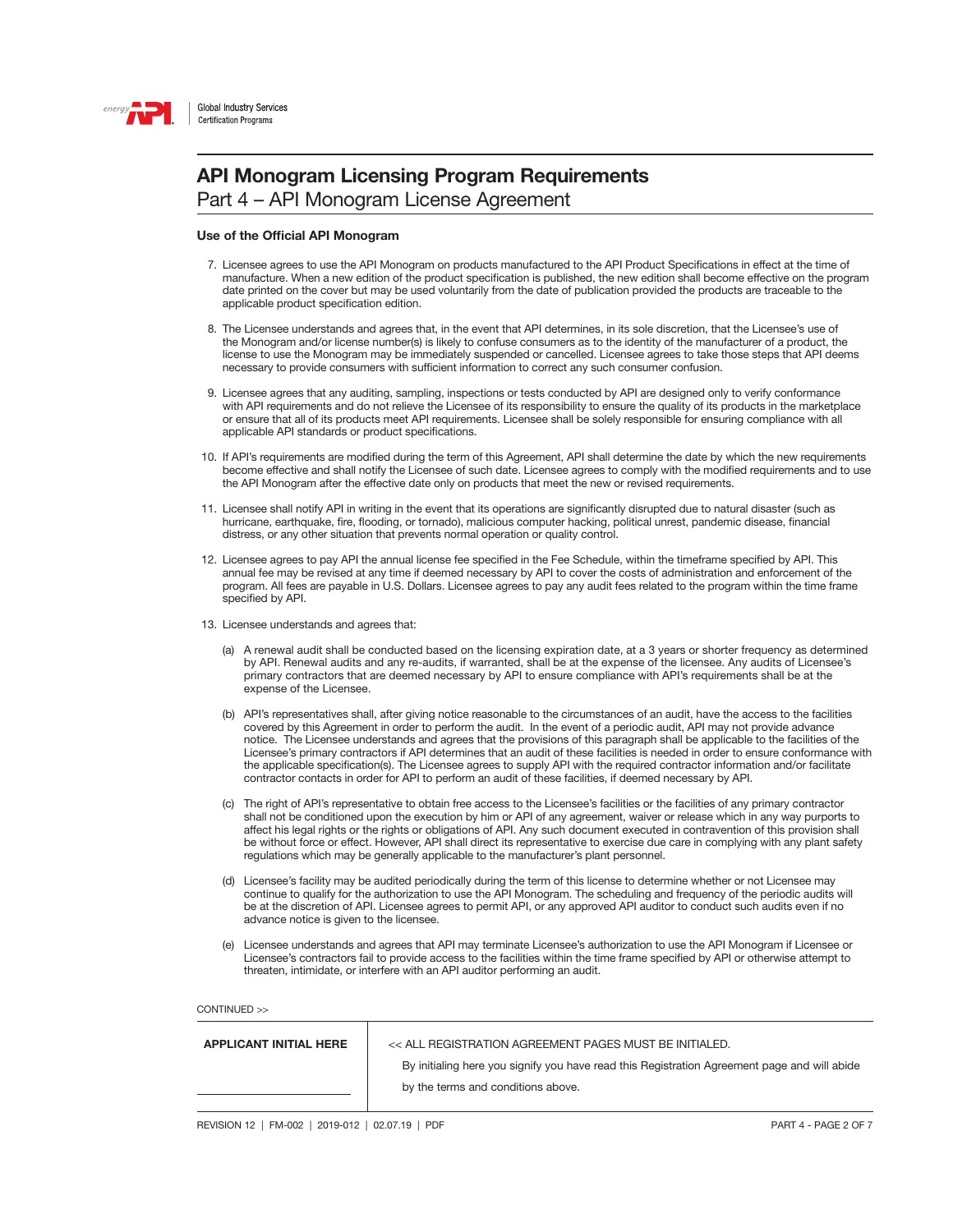# API Monogram Licensing Program Requirements

## Part 4 – API Monogram License Agreement

### Use of the Official API Monogram

7. Licensee agrees to use the API Monogram on products manufactured to the API Product Specifications in effect at the time of manufacture. When a new edition of the product specification is published, the new edition shall become effective on the program date printed on the cover but may be used voluntarily from the date of publication provided the products are traceable to the applicable product specification edition.

8. The Licensee understands and agrees that, in the event that API determines, in its sole discretion, that the Licensee's use of the Monogram and/or license number(s) is likely to confuse consumers as to the identity of the manufacturer of a product, the license to use the Monogram may be immediately suspended or cancelled. Licensee agrees to take those steps that API deems necessary to provide consumers with sufficient information to correct any such consumer confusion.

9. Licensee agrees that any auditing, sampling, inspections or tests conducted by API are designed only to verify conformance with API requirements and do not relieve the Licensee of its responsibility to ensure the quality of its products in the marketplace or ensure that all of its products meet API requirements. Licensee shall be solely responsible for ensuring compliance with all applicable API standards or product specifications.

10. If API's requirements are modified during the term of this Agreement, API shall determine the date by which the new requirements become effective and shall notify the Licensee of such date. Licensee agrees to comply with the modified requirements and to use the API Monogram after the effective date only on products that meet the new or revised requirements.

11. Licensee shall notify API in writing in the event that its operations are significantly disrupted due to natural disaster (such as hurricane, earthquake, fire, flooding, or tornado), malicious computer hacking, political unrest, pandemic disease, financial distress, or any other situation that prevents normal operation or quality control.

12. Licensee agrees to pay API the annual license fee specified in the Fee Schedule, within the timeframe specified by API. This annual fee may be revised at any time if deemed necessary by API to cover the costs of administration and enforcement of the program. All fees are payable in U.S. Dollars. Licensee agrees to pay any audit fees related to the program within the time frame specified by API.

13. Licensee understands and agrees that:

    (a) A renewal audit shall be conducted based on the licensing expiration date, at a 3 years or shorter frequency as determined by API. Renewal audits and any re-audits, if warranted, shall be at the expense of the licensee. Any audits of Licensee's primary contractors that are deemed necessary by API to ensure compliance with API's requirements shall be at the expense of the Licensee.

    (b) API's representatives shall, after giving notice reasonable to the circumstances of an audit, have the access to the facilities covered by this Agreement in order to perform the audit. In the event of a periodic audit, API may not provide advance notice. The Licensee understands and agrees that the provisions of this paragraph shall be applicable to the facilities of the Licensee's primary contractors if API determines that an audit of these facilities is needed in order to ensure conformance with the applicable specification(s). The Licensee agrees to supply API with the required contractor information and/or facilitate contractor contacts in order for API to perform an audit of these facilities, if deemed necessary by API.

    (c) The right of API's representative to obtain free access to the Licensee's facilities or the facilities of any primary contractor shall not be conditioned upon the execution by him or API of any agreement, waiver or release which in any way purports to affect his legal rights or the rights or obligations of API. Any such document executed in contravention of this provision shall be without force or effect. However, API shall direct its representative to exercise due care in complying with any plant safety regulations which may be generally applicable to the manufacturer's plant personnel.

    (d) Licensee's facility may be audited periodically during the term of this license to determine whether or not Licensee may continue to qualify for the authorization to use the API Monogram. The scheduling and frequency of the periodic audits will be at the discretion of API. Licensee agrees to permit API, or any approved API auditor to conduct such audits even if no advance notice is given to the licensee.

    (e) Licensee understands and agrees that API may terminate Licensee's authorization to use the API Monogram if Licensee or Licensee's contractors fail to provide access to the facilities within the time frame specified by API or otherwise attempt to threaten, intimidate, or interfere with an API auditor performing an audit.

CONTINUED >>

| APPLICANT INITIAL HERE | << ALL REGISTRATION AGREEMENT PAGES MUST BE INITIALED. By initialing here you signify you have read this Registration Agreement page and will abide by the terms and conditions above. |
|---|---|
| ______________ | |

REVISION 12 | FM-002 | 2019-012 | 02.07.19 | PDF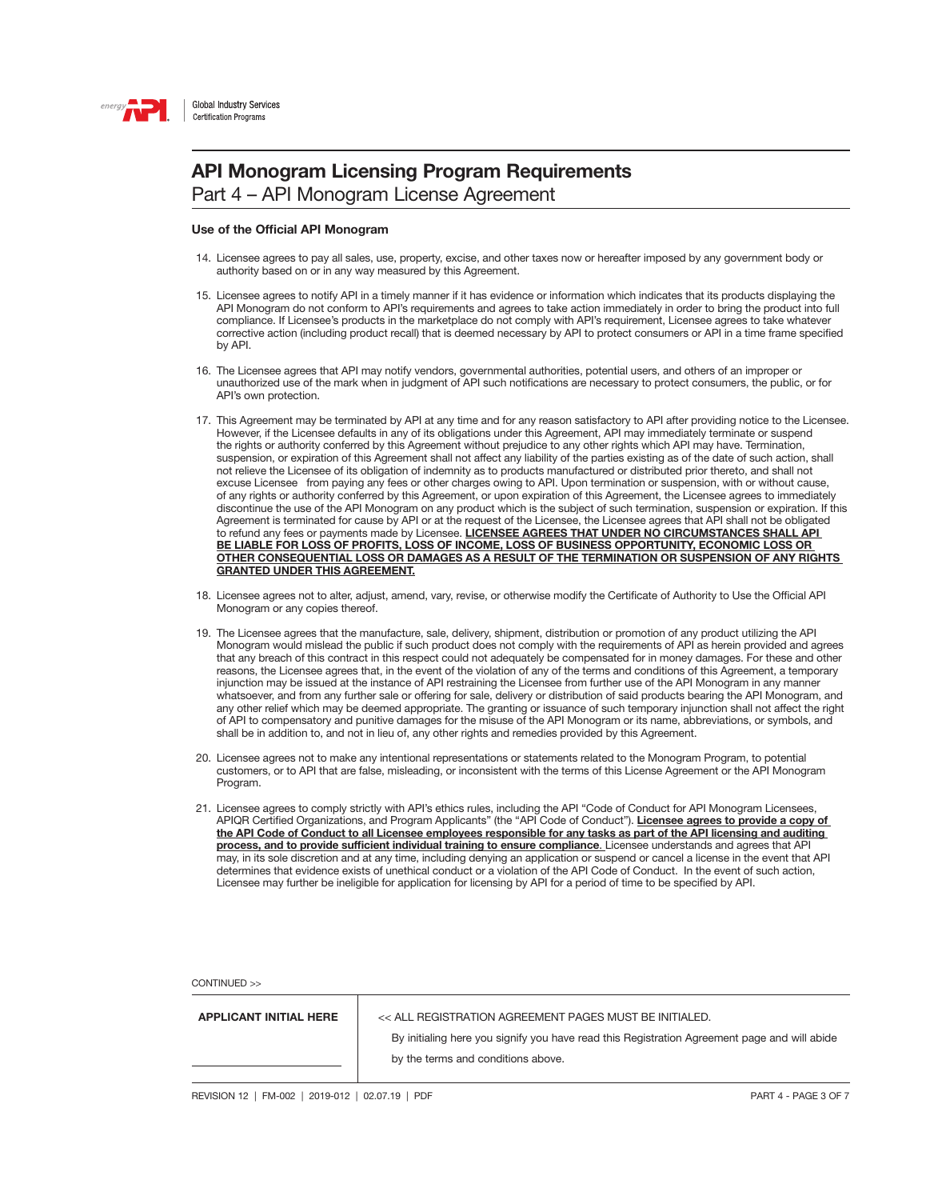# API Monogram Licensing Program Requirements

## Part 4 – API Monogram License Agreement

### Use of the Official API Monogram

14. Licensee agrees to pay all sales, use, property, excise, and other taxes now or hereafter imposed by any government body or authority based on or in any way measured by this Agreement.

15. Licensee agrees to notify API in a timely manner if it has evidence or information which indicates that its products displaying the API Monogram do not conform to API's requirements and agrees to take action immediately in order to bring the product into full compliance. If Licensee's products in the marketplace do not comply with API's requirement, Licensee agrees to take whatever corrective action (including product recall) that is deemed necessary by API to protect consumers or API in a time frame specified by API.

16. The Licensee agrees that API may notify vendors, governmental authorities, potential users, and others of an improper or unauthorized use of the mark when in judgment of API such notifications are necessary to protect consumers, the public, or for API's own protection.

17. This Agreement may be terminated by API at any time and for any reason satisfactory to API after providing notice to the Licensee. However, if the Licensee defaults in any of its obligations under this Agreement, API may immediately terminate or suspend the rights or authority conferred by this Agreement without prejudice to any other rights which API may have. Termination, suspension, or expiration of this Agreement shall not affect any liability of the parties existing as of the date of such action, shall not relieve the Licensee of its obligation of indemnity as to products manufactured or distributed prior thereto, and shall not excuse Licensee from paying any fees or other charges owing to API. Upon termination or suspension, with or without cause, of any rights or authority conferred by this Agreement, or upon expiration of this Agreement, the Licensee agrees to immediately discontinue the use of the API Monogram on any product which is the subject of such termination, suspension or expiration. If this Agreement is terminated for cause by API or at the request of the Licensee, the Licensee agrees that API shall not be obligated to refund any fees or payments made by Licensee. **LICENSEE AGREES THAT UNDER NO CIRCUMSTANCES SHALL API BE LIABLE FOR LOSS OF PROFITS, LOSS OF INCOME, LOSS OF BUSINESS OPPORTUNITY, ECONOMIC LOSS OR OTHER CONSEQUENTIAL LOSS OR DAMAGES AS A RESULT OF THE TERMINATION OR SUSPENSION OF ANY RIGHTS GRANTED UNDER THIS AGREEMENT.**

18. Licensee agrees not to alter, adjust, amend, vary, revise, or otherwise modify the Certificate of Authority to Use the Official API Monogram or any copies thereof.

19. The Licensee agrees that the manufacture, sale, delivery, shipment, distribution or promotion of any product utilizing the API Monogram would mislead the public if such product does not comply with the requirements of API as herein provided and agrees that any breach of this contract in this respect could not adequately be compensated for in money damages. For these and other reasons, the Licensee agrees that, in the event of the violation of any of the terms and conditions of this Agreement, a temporary injunction may be issued at the instance of API restraining the Licensee from further use of the API Monogram in any manner whatsoever, and from any further sale or offering for sale, delivery or distribution of said products bearing the API Monogram, and any other relief which may be deemed appropriate. The granting or issuance of such temporary injunction shall not affect the right of API to compensatory and punitive damages for the misuse of the API Monogram or its name, abbreviations, or symbols, and shall be in addition to, and not in lieu of, any other rights and remedies provided by this Agreement.

20. Licensee agrees not to make any intentional representations or statements related to the Monogram Program, to potential customers, or to API that are false, misleading, or inconsistent with the terms of this License Agreement or the API Monogram Program.

21. Licensee agrees to comply strictly with API's ethics rules, including the API "Code of Conduct for API Monogram Licensees, APIQR Certified Organizations, and Program Applicants" (the "API Code of Conduct"). **Licensee agrees to provide a copy of the API Code of Conduct to all Licensee employees responsible for any tasks as part of the API licensing and auditing process, and to provide sufficient individual training to ensure compliance**. Licensee understands and agrees that API may, in its sole discretion and at any time, including denying an application or suspend or cancel a license in the event that API determines that evidence exists of unethical conduct or a violation of the API Code of Conduct. In the event of such action, Licensee may further be ineligible for application for licensing by API for a period of time to be specified by API.

CONTINUED >>

| APPLICANT INITIAL HERE | << ALL REGISTRATION AGREEMENT PAGES MUST BE INITIALED. By initialing here you signify you have read this Registration Agreement page and will abide by the terms and conditions above. |
| --- | --- |
| ____________________ | |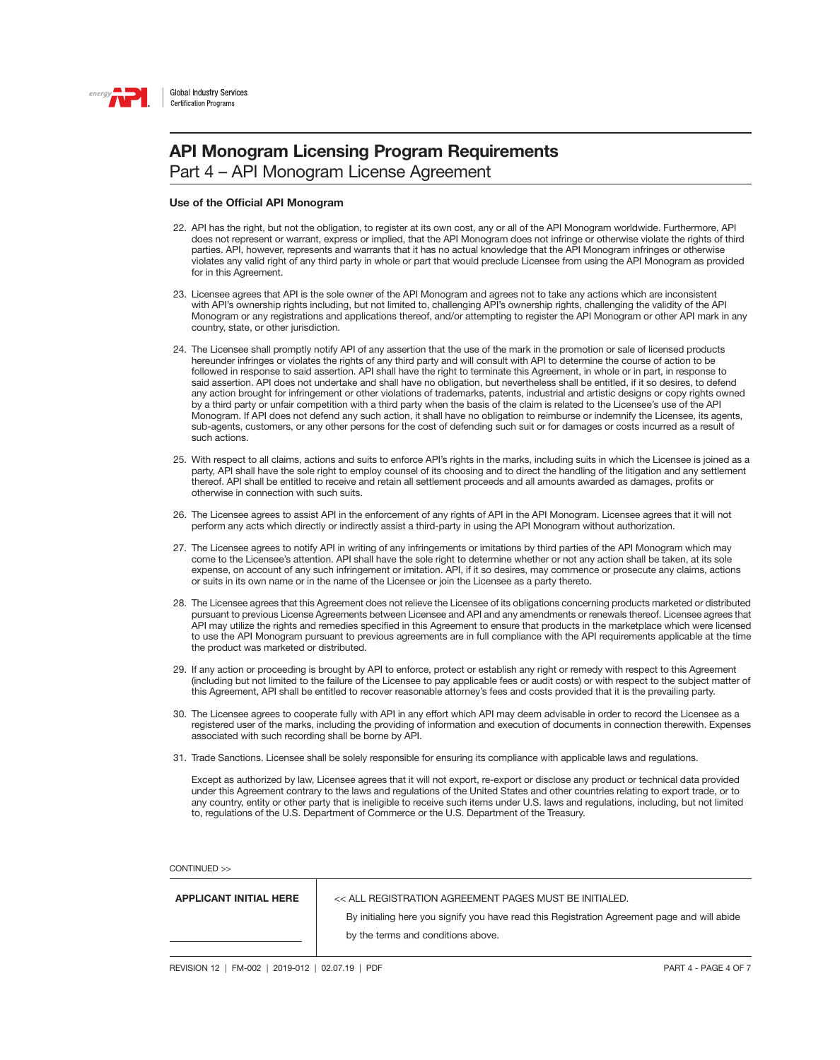## API Monogram Licensing Program Requirements

Part 4 – API Monogram License Agreement

**Use of the Official API Monogram**

22. API has the right, but not the obligation, to register at its own cost, any or all of the API Monogram worldwide. Furthermore, API does not represent or warrant, express or implied, that the API Monogram does not infringe or otherwise violate the rights of third parties. API, however, represents and warrants that it has no actual knowledge that the API Monogram infringes or otherwise violates any valid right of any third party in whole or part that would preclude Licensee from using the API Monogram as provided for in this Agreement.

23. Licensee agrees that API is the sole owner of the API Monogram and agrees not to take any actions which are inconsistent with API's ownership rights including, but not limited to, challenging API's ownership rights, challenging the validity of the API Monogram or any registrations and applications thereof, and/or attempting to register the API Monogram or other API mark in any country, state, or other jurisdiction.

24. The Licensee shall promptly notify API of any assertion that the use of the mark in the promotion or sale of licensed products hereunder infringes or violates the rights of any third party and will consult with API to determine the course of action to be followed in response to said assertion. API shall have the right to terminate this Agreement, in whole or in part, in response to said assertion. API does not undertake and shall have no obligation, but nevertheless shall be entitled, if it so desires, to defend any action brought for infringement or other violations of trademarks, patents, industrial and artistic designs or copy rights owned by a third party or unfair competition with a third party when the basis of the claim is related to the Licensee's use of the API Monogram. If API does not defend any such action, it shall have no obligation to reimburse or indemnify the Licensee, its agents, sub-agents, customers, or any other persons for the cost of defending such suit or for damages or costs incurred as a result of such actions.

25. With respect to all claims, actions and suits to enforce API's rights in the marks, including suits in which the Licensee is joined as a party, API shall have the sole right to employ counsel of its choosing and to direct the handling of the litigation and any settlement thereof. API shall be entitled to receive and retain all settlement proceeds and all amounts awarded as damages, profits or otherwise in connection with such suits.

26. The Licensee agrees to assist API in the enforcement of any rights of API in the API Monogram. Licensee agrees that it will not perform any acts which directly or indirectly assist a third-party in using the API Monogram without authorization.

27. The Licensee agrees to notify API in writing of any infringements or imitations by third parties of the API Monogram which may come to the Licensee's attention. API shall have the sole right to determine whether or not any action shall be taken, at its sole expense, on account of any such infringement or imitation. API, if it so desires, may commence or prosecute any claims, actions or suits in its own name or in the name of the Licensee or join the Licensee as a party thereto.

28. The Licensee agrees that this Agreement does not relieve the Licensee of its obligations concerning products marketed or distributed pursuant to previous License Agreements between Licensee and API and any amendments or renewals thereof. Licensee agrees that API may utilize the rights and remedies specified in this Agreement to ensure that products in the marketplace which were licensed to use the API Monogram pursuant to previous agreements are in full compliance with the API requirements applicable at the time the product was marketed or distributed.

29. If any action or proceeding is brought by API to enforce, protect or establish any right or remedy with respect to this Agreement (including but not limited to the failure of the Licensee to pay applicable fees or audit costs) or with respect to the subject matter of this Agreement, API shall be entitled to recover reasonable attorney's fees and costs provided that it is the prevailing party.

30. The Licensee agrees to cooperate fully with API in any effort which API may deem advisable in order to record the Licensee as a registered user of the marks, including the providing of information and execution of documents in connection therewith. Expenses associated with such recording shall be borne by API.

31. Trade Sanctions. Licensee shall be solely responsible for ensuring its compliance with applicable laws and regulations.

    Except as authorized by law, Licensee agrees that it will not export, re-export or disclose any product or technical data provided under this Agreement contrary to the laws and regulations of the United States and other countries relating to export trade, or to any country, entity or other party that is ineligible to receive such items under U.S. laws and regulations, including, but not limited to, regulations of the U.S. Department of Commerce or the U.S. Department of the Treasury.

CONTINUED >>

| APPLICANT INITIAL HERE | << ALL REGISTRATION AGREEMENT PAGES MUST BE INITIALED. |
|---|---|
| ______________________ | By initialing here you signify you have read this Registration Agreement page and will abide by the terms and conditions above. |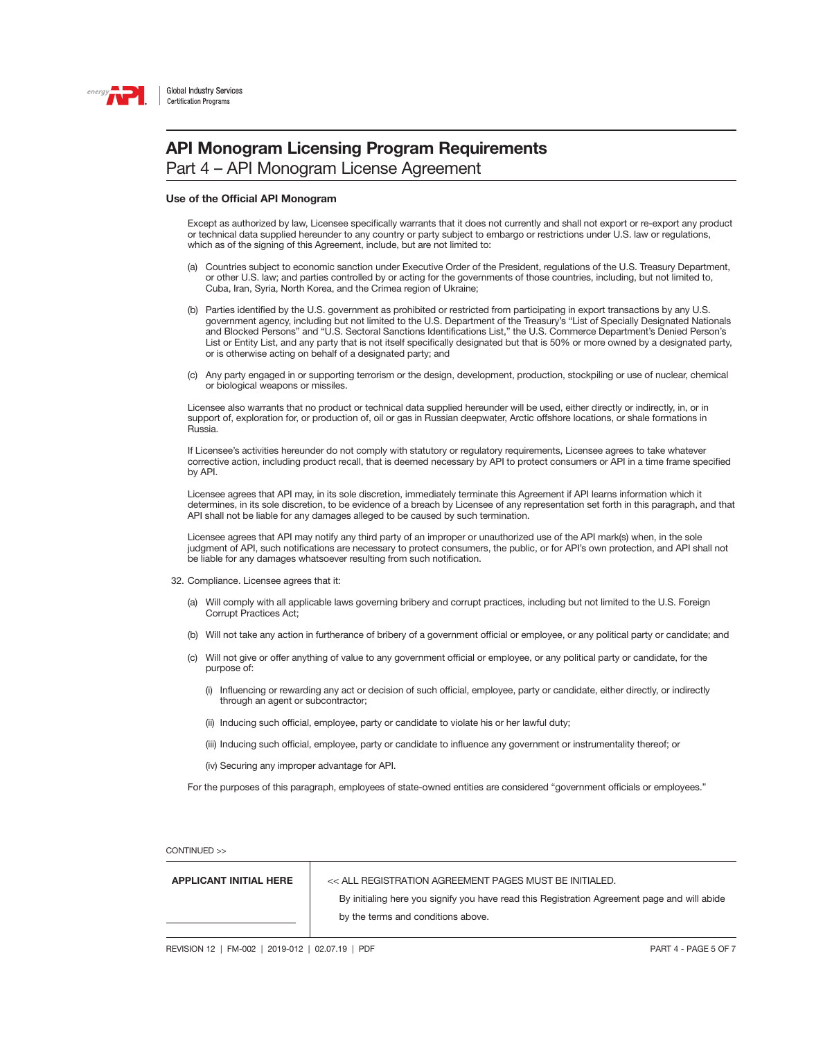# API Monogram Licensing Program Requirements

## Part 4 – API Monogram License Agreement

**Use of the Official API Monogram**

Except as authorized by law, Licensee specifically warrants that it does not currently and shall not export or re-export any product or technical data supplied hereunder to any country or party subject to embargo or restrictions under U.S. law or regulations, which as of the signing of this Agreement, include, but are not limited to:

(a) Countries subject to economic sanction under Executive Order of the President, regulations of the U.S. Treasury Department, or other U.S. law; and parties controlled by or acting for the governments of those countries, including, but not limited to, Cuba, Iran, Syria, North Korea, and the Crimea region of Ukraine;

(b) Parties identified by the U.S. government as prohibited or restricted from participating in export transactions by any U.S. government agency, including but not limited to the U.S. Department of the Treasury's "List of Specially Designated Nationals and Blocked Persons" and "U.S. Sectoral Sanctions Identifications List," the U.S. Commerce Department's Denied Person's List or Entity List, and any party that is not itself specifically designated but that is 50% or more owned by a designated party, or is otherwise acting on behalf of a designated party; and

(c) Any party engaged in or supporting terrorism or the design, development, production, stockpiling or use of nuclear, chemical or biological weapons or missiles.

Licensee also warrants that no product or technical data supplied hereunder will be used, either directly or indirectly, in, or in support of, exploration for, or production of, oil or gas in Russian deepwater, Arctic offshore locations, or shale formations in Russia.

If Licensee's activities hereunder do not comply with statutory or regulatory requirements, Licensee agrees to take whatever corrective action, including product recall, that is deemed necessary by API to protect consumers or API in a time frame specified by API.

Licensee agrees that API may, in its sole discretion, immediately terminate this Agreement if API learns information which it determines, in its sole discretion, to be evidence of a breach by Licensee of any representation set forth in this paragraph, and that API shall not be liable for any damages alleged to be caused by such termination.

Licensee agrees that API may notify any third party of an improper or unauthorized use of the API mark(s) when, in the sole judgment of API, such notifications are necessary to protect consumers, the public, or for API's own protection, and API shall not be liable for any damages whatsoever resulting from such notification.

32. Compliance. Licensee agrees that it:

(a) Will comply with all applicable laws governing bribery and corrupt practices, including but not limited to the U.S. Foreign Corrupt Practices Act;

(b) Will not take any action in furtherance of bribery of a government official or employee, or any political party or candidate; and

(c) Will not give or offer anything of value to any government official or employee, or any political party or candidate, for the purpose of:

(i) Influencing or rewarding any act or decision of such official, employee, party or candidate, either directly, or indirectly through an agent or subcontractor;

(ii) Inducing such official, employee, party or candidate to violate his or her lawful duty;

(iii) Inducing such official, employee, party or candidate to influence any government or instrumentality thereof; or

(iv) Securing any improper advantage for API.

For the purposes of this paragraph, employees of state-owned entities are considered "government officials or employees."

CONTINUED >>

| **APPLICANT INITIAL HERE** | << ALL REGISTRATION AGREEMENT PAGES MUST BE INITIALED. By initialing here you signify you have read this Registration Agreement page and will abide by the terms and conditions above. |
|---|---|
| | |

REVISION 12 | FM-002 | 2019-012 | 02.07.19 | PDF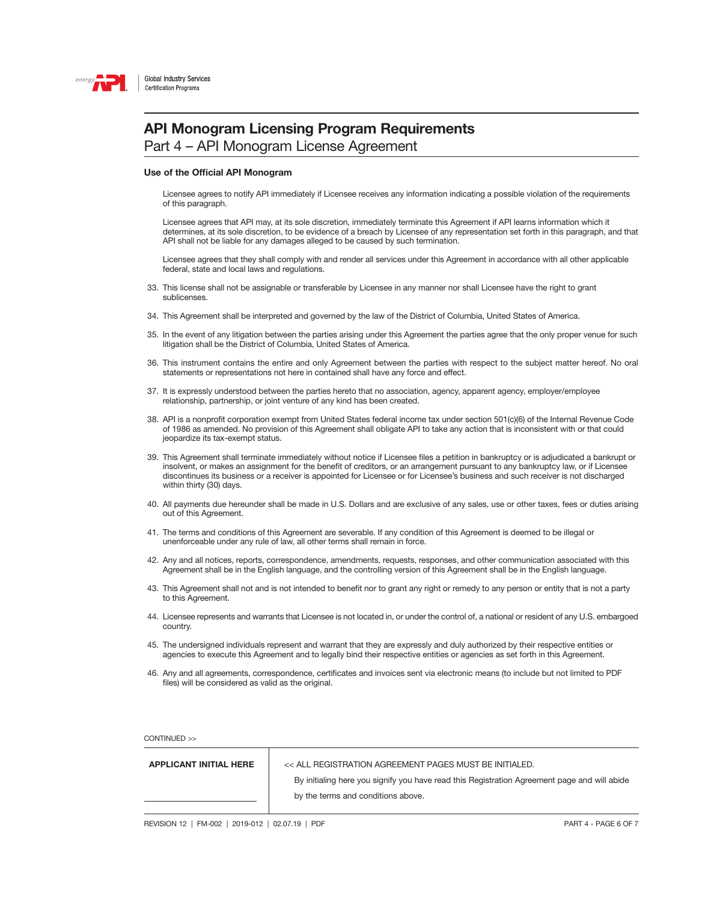# API Monogram Licensing Program Requirements

## Part 4 – API Monogram License Agreement

### Use of the Official API Monogram

Licensee agrees to notify API immediately if Licensee receives any information indicating a possible violation of the requirements of this paragraph.

Licensee agrees that API may, at its sole discretion, immediately terminate this Agreement if API learns information which it determines, at its sole discretion, to be evidence of a breach by Licensee of any representation set forth in this paragraph, and that API shall not be liable for any damages alleged to be caused by such termination.

Licensee agrees that they shall comply with and render all services under this Agreement in accordance with all other applicable federal, state and local laws and regulations.

33. This license shall not be assignable or transferable by Licensee in any manner nor shall Licensee have the right to grant sublicenses.

34. This Agreement shall be interpreted and governed by the law of the District of Columbia, United States of America.

35. In the event of any litigation between the parties arising under this Agreement the parties agree that the only proper venue for such litigation shall be the District of Columbia, United States of America.

36. This instrument contains the entire and only Agreement between the parties with respect to the subject matter hereof. No oral statements or representations not here in contained shall have any force and effect.

37. It is expressly understood between the parties hereto that no association, agency, apparent agency, employer/employee relationship, partnership, or joint venture of any kind has been created.

38. API is a nonprofit corporation exempt from United States federal income tax under section 501(c)(6) of the Internal Revenue Code of 1986 as amended. No provision of this Agreement shall obligate API to take any action that is inconsistent with or that could jeopardize its tax-exempt status.

39. This Agreement shall terminate immediately without notice if Licensee files a petition in bankruptcy or is adjudicated a bankrupt or insolvent, or makes an assignment for the benefit of creditors, or an arrangement pursuant to any bankruptcy law, or if Licensee discontinues its business or a receiver is appointed for Licensee or for Licensee's business and such receiver is not discharged within thirty (30) days.

40. All payments due hereunder shall be made in U.S. Dollars and are exclusive of any sales, use or other taxes, fees or duties arising out of this Agreement.

41. The terms and conditions of this Agreement are severable. If any condition of this Agreement is deemed to be illegal or unenforceable under any rule of law, all other terms shall remain in force.

42. Any and all notices, reports, correspondence, amendments, requests, responses, and other communication associated with this Agreement shall be in the English language, and the controlling version of this Agreement shall be in the English language.

43. This Agreement shall not and is not intended to benefit nor to grant any right or remedy to any person or entity that is not a party to this Agreement.

44. Licensee represents and warrants that Licensee is not located in, or under the control of, a national or resident of any U.S. embargoed country.

45. The undersigned individuals represent and warrant that they are expressly and duly authorized by their respective entities or agencies to execute this Agreement and to legally bind their respective entities or agencies as set forth in this Agreement.

46. Any and all agreements, correspondence, certificates and invoices sent via electronic means (to include but not limited to PDF files) will be considered as valid as the original.

CONTINUED >>

| APPLICANT INITIAL HERE | << ALL REGISTRATION AGREEMENT PAGES MUST BE INITIALED. By initialing here you signify you have read this Registration Agreement page and will abide by the terms and conditions above. |
|---|---|
| ____________________ | |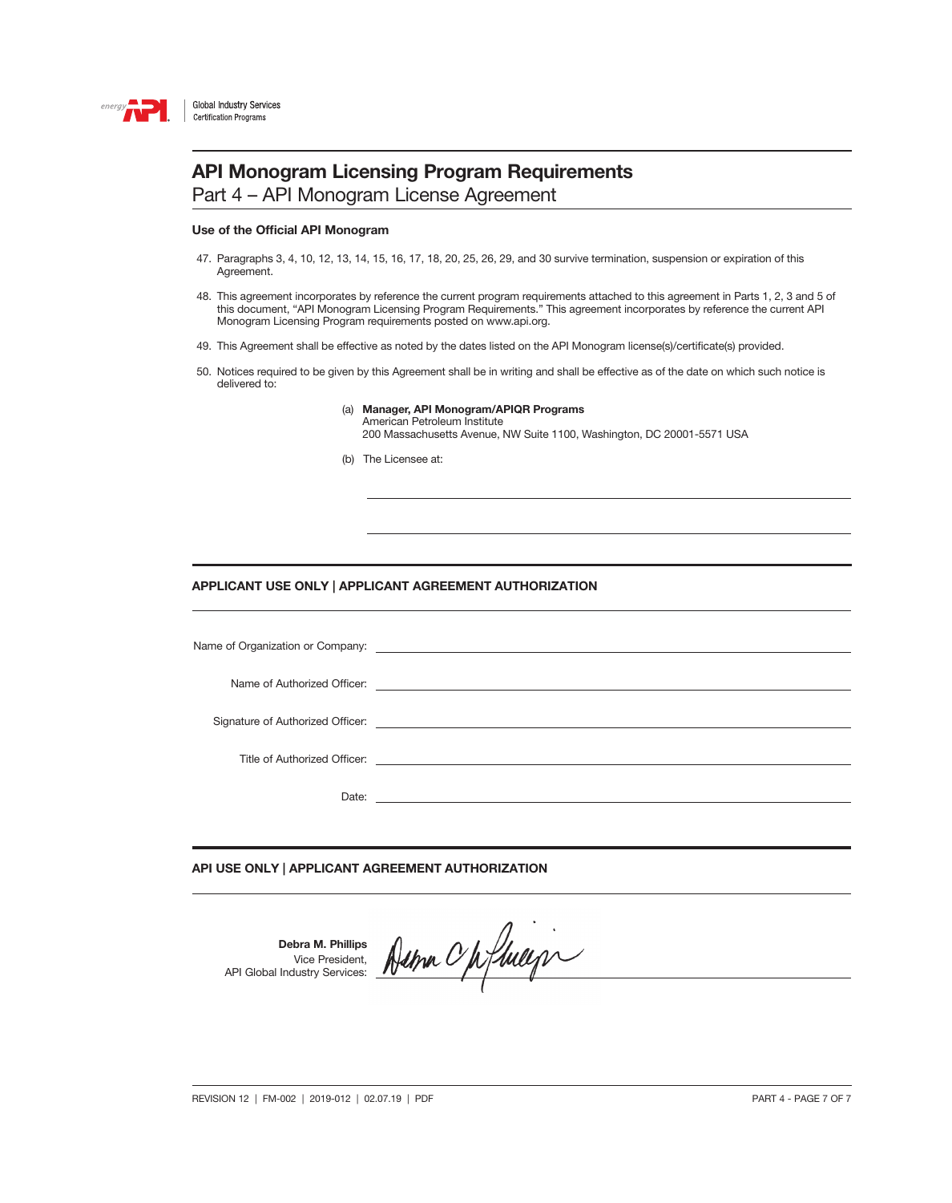# API Monogram Licensing Program Requirements

## Part 4 – API Monogram License Agreement

### Use of the Official API Monogram

47. Paragraphs 3, 4, 10, 12, 13, 14, 15, 16, 17, 18, 20, 25, 26, 29, and 30 survive termination, suspension or expiration of this Agreement.

48. This agreement incorporates by reference the current program requirements attached to this agreement in Parts 1, 2, 3 and 5 of this document, "API Monogram Licensing Program Requirements." This agreement incorporates by reference the current API Monogram Licensing Program requirements posted on www.api.org.

49. This Agreement shall be effective as noted by the dates listed on the API Monogram license(s)/certificate(s) provided.

50. Notices required to be given by this Agreement shall be in writing and shall be effective as of the date on which such notice is delivered to:

    (a) **Manager, API Monogram/APIQR Programs**
    American Petroleum Institute
    200 Massachusetts Avenue, NW Suite 1100, Washington, DC 20001-5571 USA

    (b) The Licensee at:

    ______________________________

    ______________________________

### APPLICANT USE ONLY | APPLICANT AGREEMENT AUTHORIZATION

Name of Organization or Company: ______________________________

Name of Authorized Officer: ______________________________

Signature of Authorized Officer: ______________________________

Title of Authorized Officer: ______________________________

Date: ______________________________

### API USE ONLY | APPLICANT AGREEMENT AUTHORIZATION

**Debra M. Phillips**
Vice President,
API Global Industry Services: Debra C Phillips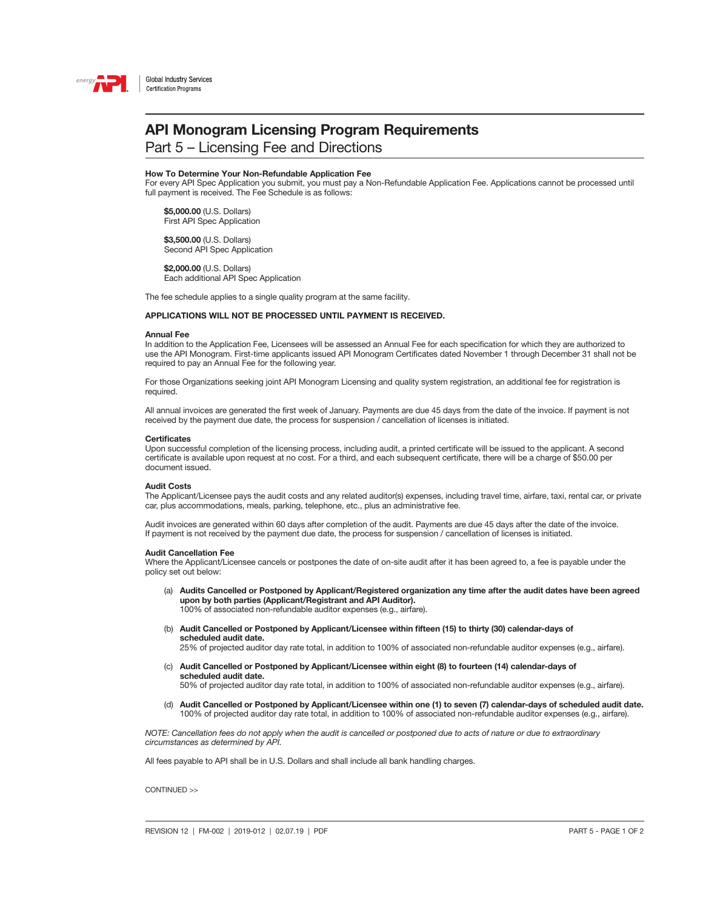Global Industry Services
Certification Programs

# API Monogram Licensing Program Requirements

## Part 5 – Licensing Fee and Directions

**How To Determine Your Non-Refundable Application Fee**
For every API Spec Application you submit, you must pay a Non-Refundable Application Fee. Applications cannot be processed until full payment is received. The Fee Schedule is as follows:

**$5,000.00** (U.S. Dollars)
First API Spec Application

**$3,500.00** (U.S. Dollars)
Second API Spec Application

**$2,000.00** (U.S. Dollars)
Each additional API Spec Application

The fee schedule applies to a single quality program at the same facility.

**APPLICATIONS WILL NOT BE PROCESSED UNTIL PAYMENT IS RECEIVED.**

**Annual Fee**
In addition to the Application Fee, Licensees will be assessed an Annual Fee for each specification for which they are authorized to use the API Monogram. First-time applicants issued API Monogram Certificates dated November 1 through December 31 shall not be required to pay an Annual Fee for the following year.

For those Organizations seeking joint API Monogram Licensing and quality system registration, an additional fee for registration is required.

All annual invoices are generated the first week of January. Payments are due 45 days from the date of the invoice. If payment is not received by the payment due date, the process for suspension / cancellation of licenses is initiated.

**Certificates**
Upon successful completion of the licensing process, including audit, a printed certificate will be issued to the applicant. A second certificate is available upon request at no cost. For a third, and each subsequent certificate, there will be a charge of $50.00 per document issued.

**Audit Costs**
The Applicant/Licensee pays the audit costs and any related auditor(s) expenses, including travel time, airfare, taxi, rental car, or private car, plus accommodations, meals, parking, telephone, etc., plus an administrative fee.

Audit invoices are generated within 60 days after completion of the audit. Payments are due 45 days after the date of the invoice. If payment is not received by the payment due date, the process for suspension / cancellation of licenses is initiated.

**Audit Cancellation Fee**
Where the Applicant/Licensee cancels or postpones the date of on-site audit after it has been agreed to, a fee is payable under the policy set out below:

(a) **Audits Cancelled or Postponed by Applicant/Registered organization any time after the audit dates have been agreed upon by both parties (Applicant/Registrant and API Auditor).**
100% of associated non-refundable auditor expenses (e.g., airfare).

(b) **Audit Cancelled or Postponed by Applicant/Licensee within fifteen (15) to thirty (30) calendar-days of scheduled audit date.**
25% of projected auditor day rate total, in addition to 100% of associated non-refundable auditor expenses (e.g., airfare).

(c) **Audit Cancelled or Postponed by Applicant/Licensee within eight (8) to fourteen (14) calendar-days of scheduled audit date.**
50% of projected auditor day rate total, in addition to 100% of associated non-refundable auditor expenses (e.g., airfare).

(d) **Audit Cancelled or Postponed by Applicant/Licensee within one (1) to seven (7) calendar-days of scheduled audit date.**
100% of projected auditor day rate total, in addition to 100% of associated non-refundable auditor expenses (e.g., airfare).

*NOTE: Cancellation fees do not apply when the audit is cancelled or postponed due to acts of nature or due to extraordinary circumstances as determined by API.*

All fees payable to API shall be in U.S. Dollars and shall include all bank handling charges.

CONTINUED >>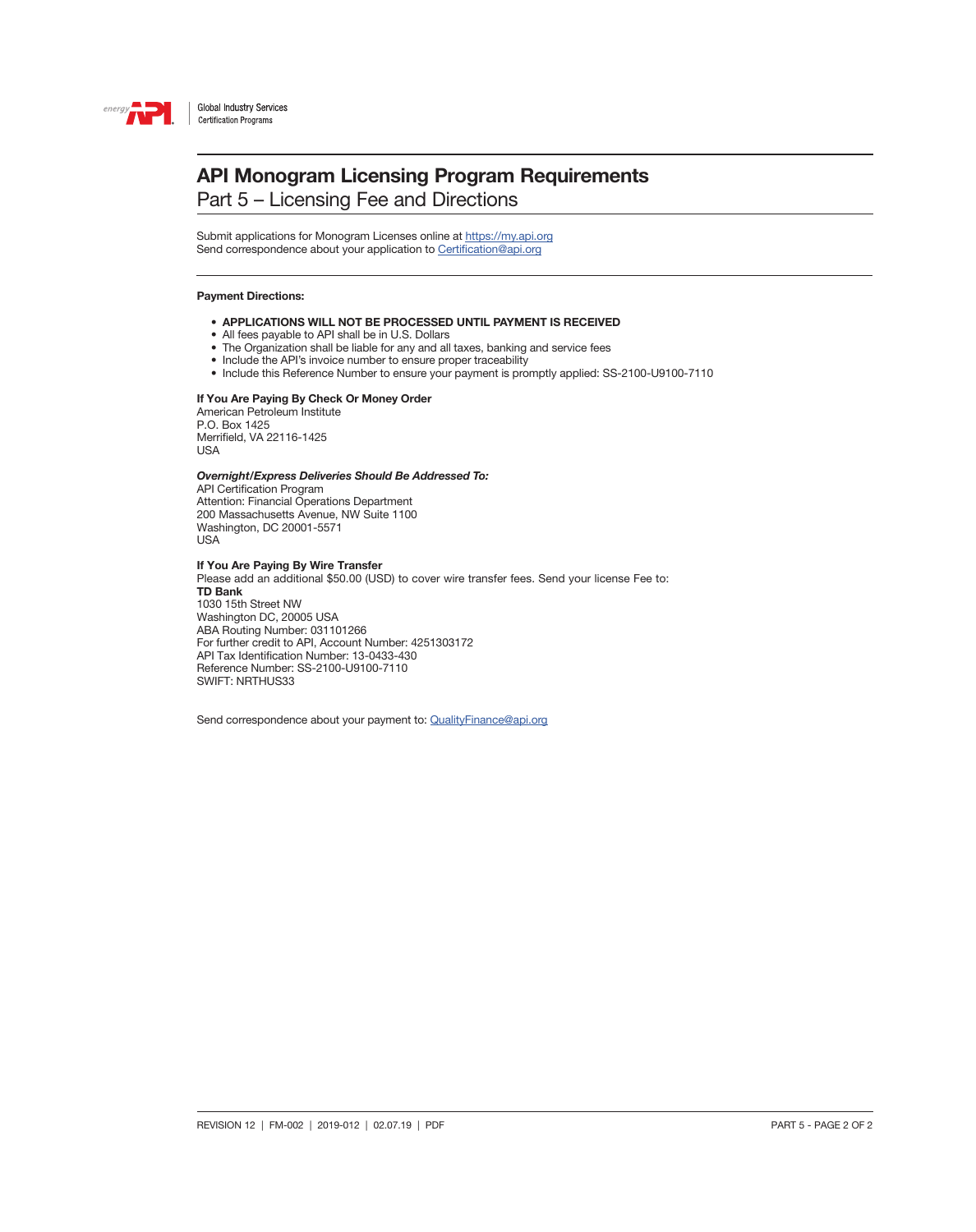# API Monogram Licensing Program Requirements

## Part 5 – Licensing Fee and Directions

Submit applications for Monogram Licenses online at https://my.api.org
Send correspondence about your application to Certification@api.org

---

**Payment Directions:**

- **APPLICATIONS WILL NOT BE PROCESSED UNTIL PAYMENT IS RECEIVED**
- All fees payable to API shall be in U.S. Dollars
- The Organization shall be liable for any and all taxes, banking and service fees
- Include the API's invoice number to ensure proper traceability
- Include this Reference Number to ensure your payment is promptly applied: SS-2100-U9100-7110

**If You Are Paying By Check Or Money Order**
American Petroleum Institute
P.O. Box 1425
Merrifield, VA 22116-1425
USA

***Overnight/Express Deliveries Should Be Addressed To:***
API Certification Program
Attention: Financial Operations Department
200 Massachusetts Avenue, NW Suite 1100
Washington, DC 20001-5571
USA

**If You Are Paying By Wire Transfer**
Please add an additional $50.00 (USD) to cover wire transfer fees. Send your license Fee to:
**TD Bank**
1030 15th Street NW
Washington DC, 20005 USA
ABA Routing Number: 031101266
For further credit to API, Account Number: 4251303172
API Tax Identification Number: 13-0433-430
Reference Number: SS-2100-U9100-7110
SWIFT: NRTHUS33

Send correspondence about your payment to: QualityFinance@api.org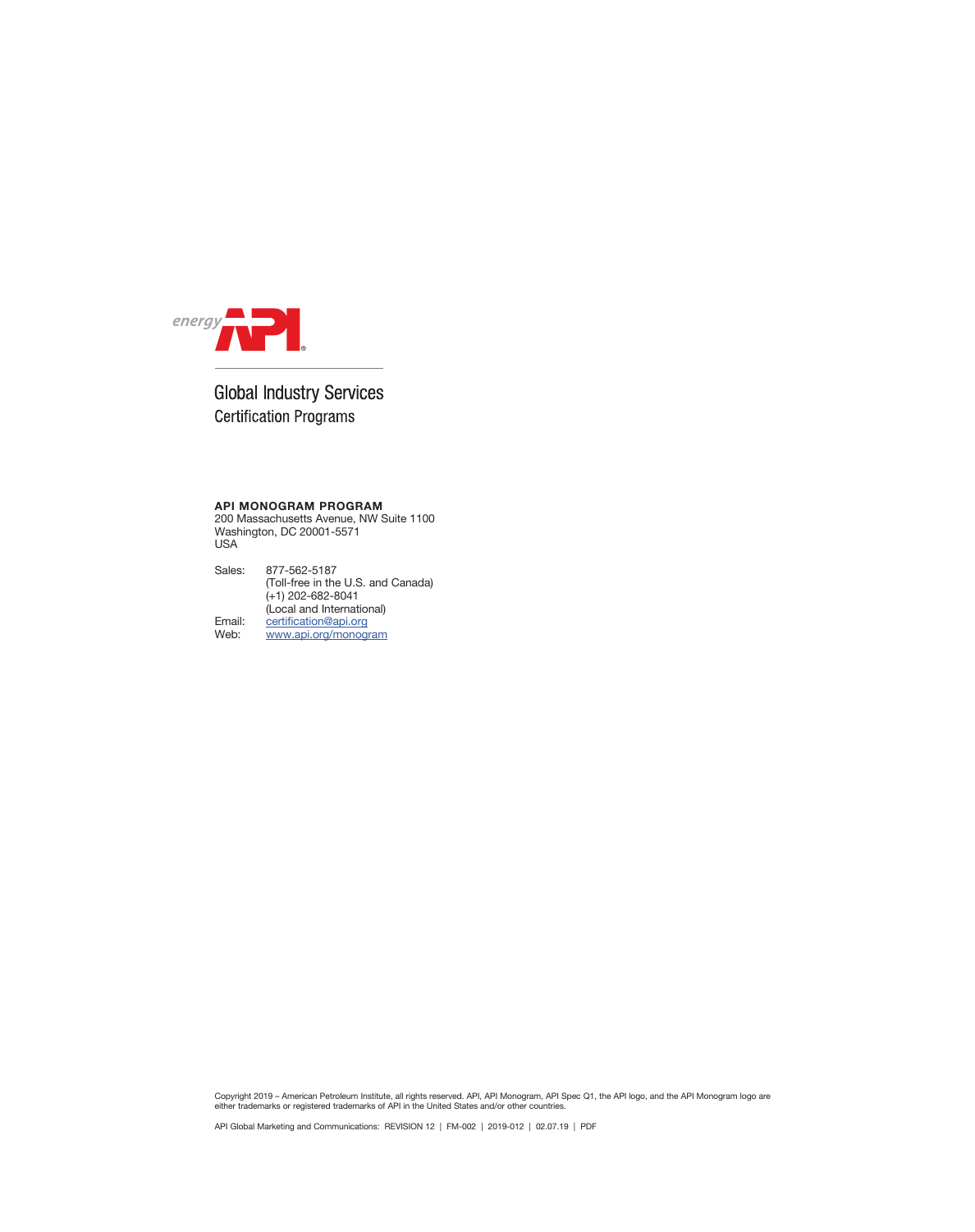energy API

Global Industry Services

Certification Programs

**API MONOGRAM PROGRAM**
200 Massachusetts Avenue, NW Suite 1100
Washington, DC 20001-5571
USA

Sales: 877-562-5187
(Toll-free in the U.S. and Canada)
(+1) 202-682-8041
(Local and International)
Email: certification@api.org
Web: www.api.org/monogram

Copyright 2019 – American Petroleum Institute, all rights reserved. API, API Monogram, API Spec Q1, the API logo, and the API Monogram logo are either trademarks or registered trademarks of API in the United States and/or other countries.

API Global Marketing and Communications: REVISION 12 | FM-002 | 2019-012 | 02.07.19 | PDF